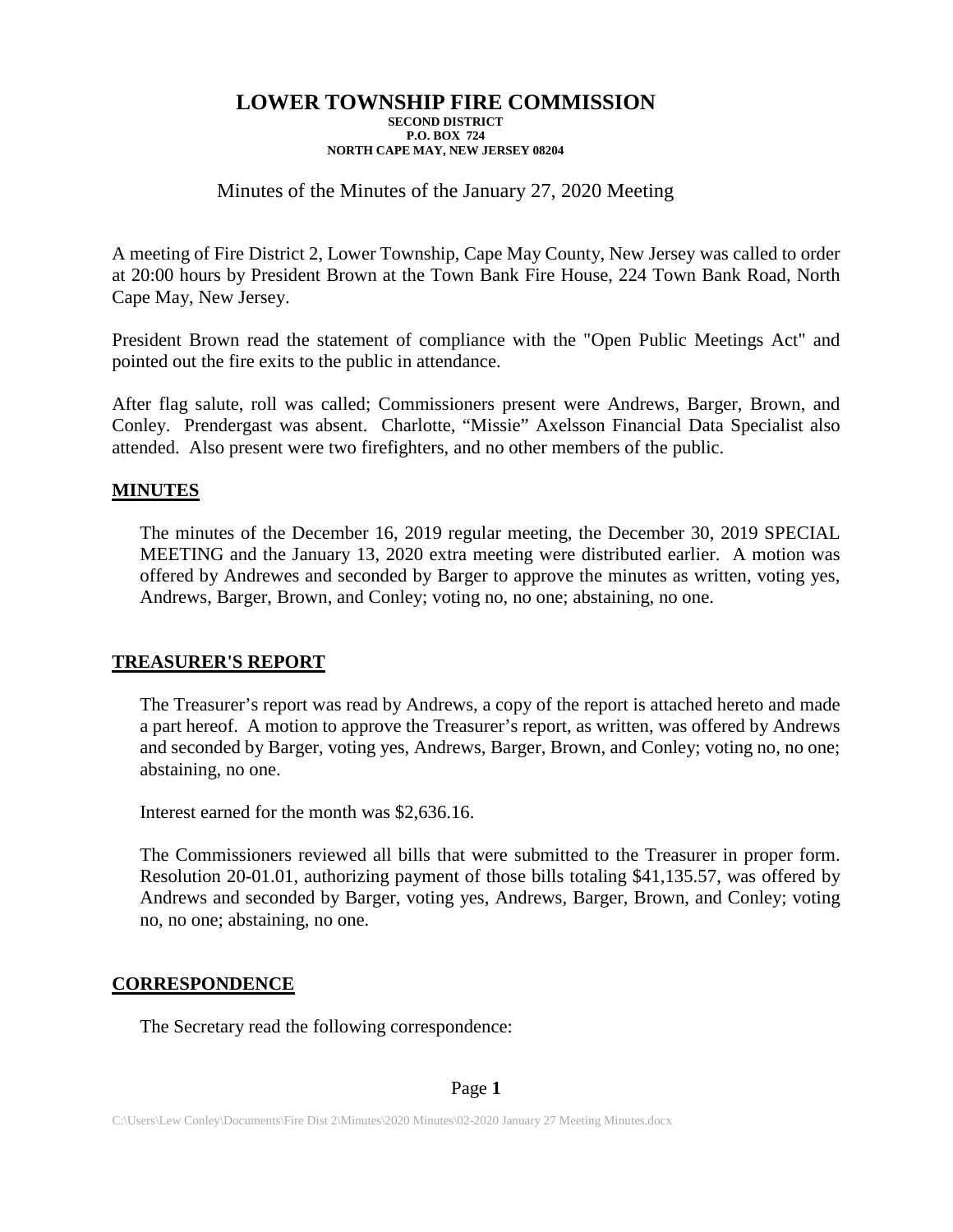# LOWER TOWNSHIP FIRE COMMISSION

**SECOND DISTRICT**
**P.O. BOX 724**
**NORTH CAPE MAY, NEW JERSEY 08204**

Minutes of the Minutes of the January 27, 2020 Meeting

A meeting of Fire District 2, Lower Township, Cape May County, New Jersey was called to order at 20:00 hours by President Brown at the Town Bank Fire House, 224 Town Bank Road, North Cape May, New Jersey.

President Brown read the statement of compliance with the "Open Public Meetings Act" and pointed out the fire exits to the public in attendance.

After flag salute, roll was called; Commissioners present were Andrews, Barger, Brown, and Conley. Prendergast was absent. Charlotte, "Missie" Axelsson Financial Data Specialist also attended. Also present were two firefighters, and no other members of the public.

## MINUTES

The minutes of the December 16, 2019 regular meeting, the December 30, 2019 SPECIAL MEETING and the January 13, 2020 extra meeting were distributed earlier. A motion was offered by Andrewes and seconded by Barger to approve the minutes as written, voting yes, Andrews, Barger, Brown, and Conley; voting no, no one; abstaining, no one.

## TREASURER'S REPORT

The Treasurer's report was read by Andrews, a copy of the report is attached hereto and made a part hereof. A motion to approve the Treasurer's report, as written, was offered by Andrews and seconded by Barger, voting yes, Andrews, Barger, Brown, and Conley; voting no, no one; abstaining, no one.

Interest earned for the month was $2,636.16.

The Commissioners reviewed all bills that were submitted to the Treasurer in proper form. Resolution 20-01.01, authorizing payment of those bills totaling $41,135.57, was offered by Andrews and seconded by Barger, voting yes, Andrews, Barger, Brown, and Conley; voting no, no one; abstaining, no one.

## CORRESPONDENCE

The Secretary read the following correspondence: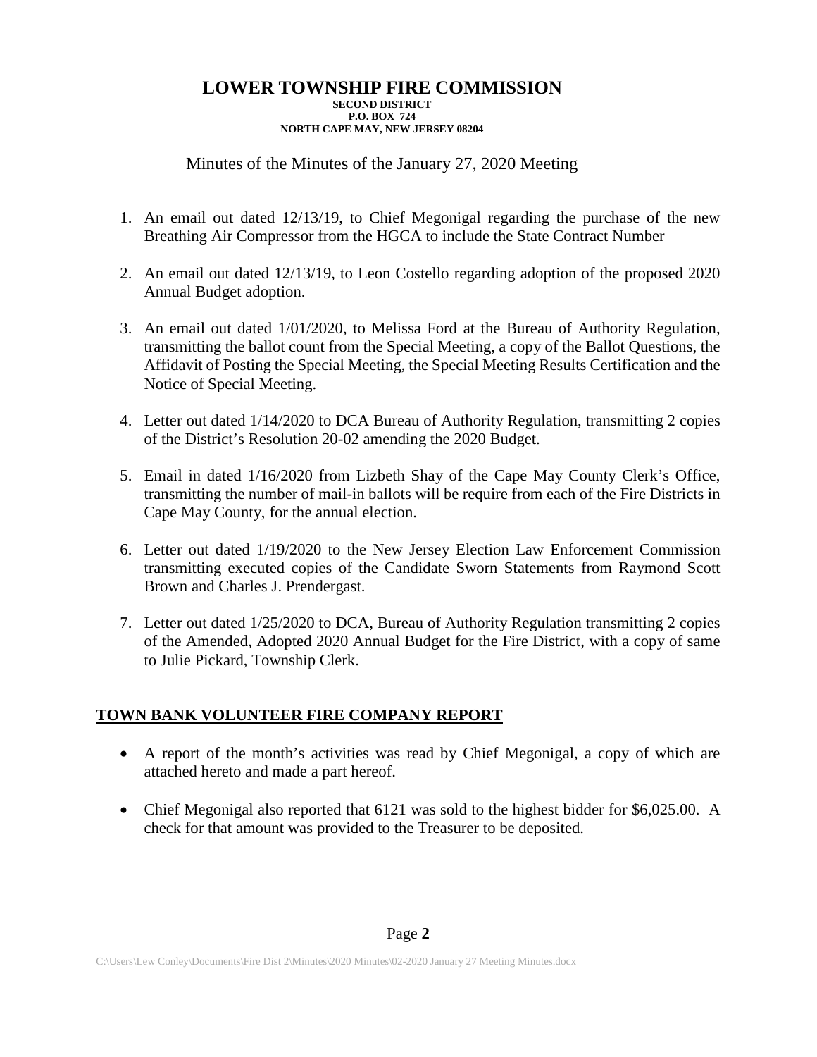# LOWER TOWNSHIP FIRE COMMISSION

**SECOND DISTRICT**
**P.O. BOX 724**
**NORTH CAPE MAY, NEW JERSEY 08204**

Minutes of the Minutes of the January 27, 2020 Meeting

1. An email out dated 12/13/19, to Chief Megonigal regarding the purchase of the new Breathing Air Compressor from the HGCA to include the State Contract Number
2. An email out dated 12/13/19, to Leon Costello regarding adoption of the proposed 2020 Annual Budget adoption.
3. An email out dated 1/01/2020, to Melissa Ford at the Bureau of Authority Regulation, transmitting the ballot count from the Special Meeting, a copy of the Ballot Questions, the Affidavit of Posting the Special Meeting, the Special Meeting Results Certification and the Notice of Special Meeting.
4. Letter out dated 1/14/2020 to DCA Bureau of Authority Regulation, transmitting 2 copies of the District's Resolution 20-02 amending the 2020 Budget.
5. Email in dated 1/16/2020 from Lizbeth Shay of the Cape May County Clerk's Office, transmitting the number of mail-in ballots will be require from each of the Fire Districts in Cape May County, for the annual election.
6. Letter out dated 1/19/2020 to the New Jersey Election Law Enforcement Commission transmitting executed copies of the Candidate Sworn Statements from Raymond Scott Brown and Charles J. Prendergast.
7. Letter out dated 1/25/2020 to DCA, Bureau of Authority Regulation transmitting 2 copies of the Amended, Adopted 2020 Annual Budget for the Fire District, with a copy of same to Julie Pickard, Township Clerk.

## TOWN BANK VOLUNTEER FIRE COMPANY REPORT

- A report of the month's activities was read by Chief Megonigal, a copy of which are attached hereto and made a part hereof.
- Chief Megonigal also reported that 6121 was sold to the highest bidder for $6,025.00. A check for that amount was provided to the Treasurer to be deposited.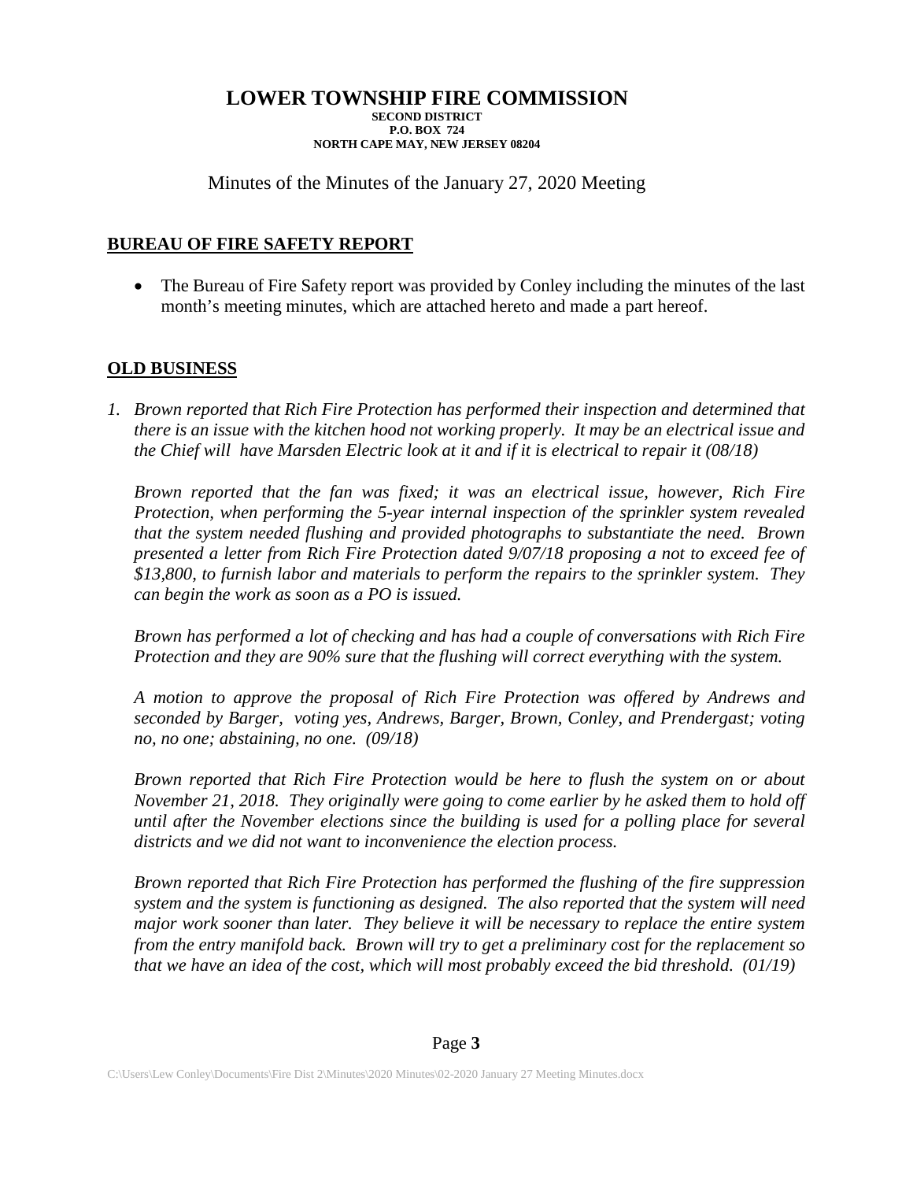# LOWER TOWNSHIP FIRE COMMISSION

**SECOND DISTRICT**
**P.O. BOX 724**
**NORTH CAPE MAY, NEW JERSEY 08204**

Minutes of the Minutes of the January 27, 2020 Meeting

## BUREAU OF FIRE SAFETY REPORT

- The Bureau of Fire Safety report was provided by Conley including the minutes of the last month's meeting minutes, which are attached hereto and made a part hereof.

## OLD BUSINESS

1. *Brown reported that Rich Fire Protection has performed their inspection and determined that there is an issue with the kitchen hood not working properly. It may be an electrical issue and the Chief will have Marsden Electric look at it and if it is electrical to repair it (08/18)*

   *Brown reported that the fan was fixed; it was an electrical issue, however, Rich Fire Protection, when performing the 5-year internal inspection of the sprinkler system revealed that the system needed flushing and provided photographs to substantiate the need. Brown presented a letter from Rich Fire Protection dated 9/07/18 proposing a not to exceed fee of $13,800, to furnish labor and materials to perform the repairs to the sprinkler system. They can begin the work as soon as a PO is issued.*

   *Brown has performed a lot of checking and has had a couple of conversations with Rich Fire Protection and they are 90% sure that the flushing will correct everything with the system.*

   *A motion to approve the proposal of Rich Fire Protection was offered by Andrews and seconded by Barger, voting yes, Andrews, Barger, Brown, Conley, and Prendergast; voting no, no one; abstaining, no one. (09/18)*

   *Brown reported that Rich Fire Protection would be here to flush the system on or about November 21, 2018. They originally were going to come earlier by he asked them to hold off until after the November elections since the building is used for a polling place for several districts and we did not want to inconvenience the election process.*

   *Brown reported that Rich Fire Protection has performed the flushing of the fire suppression system and the system is functioning as designed. The also reported that the system will need major work sooner than later. They believe it will be necessary to replace the entire system from the entry manifold back. Brown will try to get a preliminary cost for the replacement so that we have an idea of the cost, which will most probably exceed the bid threshold. (01/19)*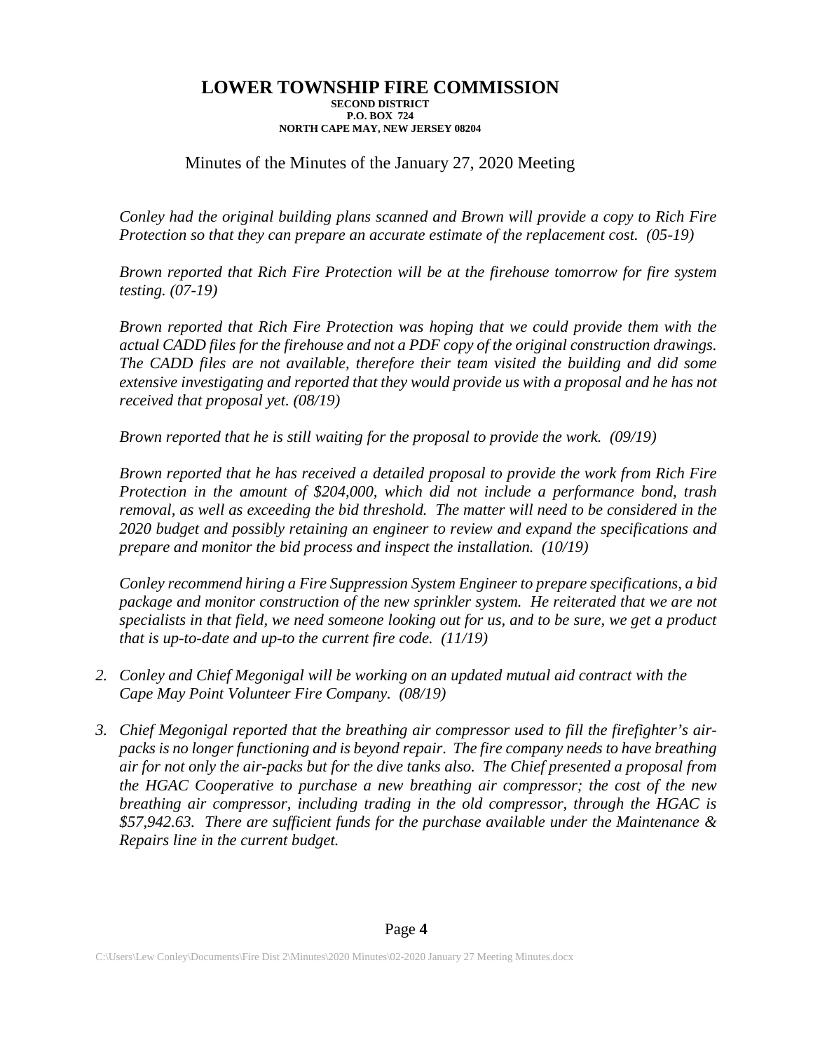# LOWER TOWNSHIP FIRE COMMISSION

**SECOND DISTRICT**
**P.O. BOX 724**
**NORTH CAPE MAY, NEW JERSEY 08204**

Minutes of the Minutes of the January 27, 2020 Meeting

*Conley had the original building plans scanned and Brown will provide a copy to Rich Fire Protection so that they can prepare an accurate estimate of the replacement cost. (05-19)*

*Brown reported that Rich Fire Protection will be at the firehouse tomorrow for fire system testing. (07-19)*

*Brown reported that Rich Fire Protection was hoping that we could provide them with the actual CADD files for the firehouse and not a PDF copy of the original construction drawings. The CADD files are not available, therefore their team visited the building and did some extensive investigating and reported that they would provide us with a proposal and he has not received that proposal yet. (08/19)*

*Brown reported that he is still waiting for the proposal to provide the work. (09/19)*

*Brown reported that he has received a detailed proposal to provide the work from Rich Fire Protection in the amount of $204,000, which did not include a performance bond, trash removal, as well as exceeding the bid threshold. The matter will need to be considered in the 2020 budget and possibly retaining an engineer to review and expand the specifications and prepare and monitor the bid process and inspect the installation. (10/19)*

*Conley recommend hiring a Fire Suppression System Engineer to prepare specifications, a bid package and monitor construction of the new sprinkler system. He reiterated that we are not specialists in that field, we need someone looking out for us, and to be sure, we get a product that is up-to-date and up-to the current fire code. (11/19)*

2. *Conley and Chief Megonigal will be working on an updated mutual aid contract with the Cape May Point Volunteer Fire Company. (08/19)*

3. *Chief Megonigal reported that the breathing air compressor used to fill the firefighter's air-packs is no longer functioning and is beyond repair. The fire company needs to have breathing air for not only the air-packs but for the dive tanks also. The Chief presented a proposal from the HGAC Cooperative to purchase a new breathing air compressor; the cost of the new breathing air compressor, including trading in the old compressor, through the HGAC is $57,942.63. There are sufficient funds for the purchase available under the Maintenance & Repairs line in the current budget.*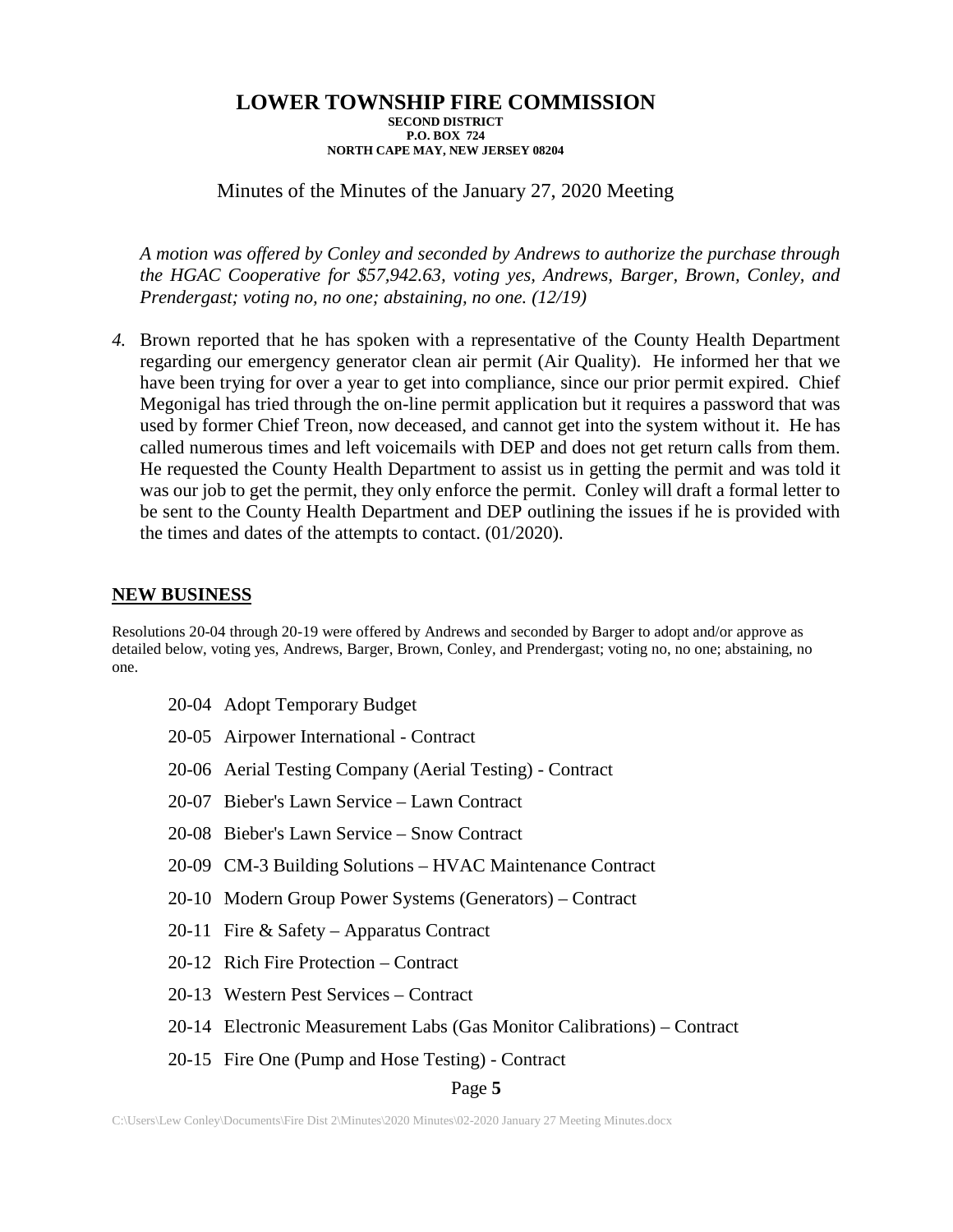# LOWER TOWNSHIP FIRE COMMISSION

**SECOND DISTRICT**
**P.O. BOX 724**
**NORTH CAPE MAY, NEW JERSEY 08204**

Minutes of the Minutes of the January 27, 2020 Meeting

*A motion was offered by Conley and seconded by Andrews to authorize the purchase through the HGAC Cooperative for $57,942.63, voting yes, Andrews, Barger, Brown, Conley, and Prendergast; voting no, no one; abstaining, no one. (12/19)*

*4.* Brown reported that he has spoken with a representative of the County Health Department regarding our emergency generator clean air permit (Air Quality). He informed her that we have been trying for over a year to get into compliance, since our prior permit expired. Chief Megonigal has tried through the on-line permit application but it requires a password that was used by former Chief Treon, now deceased, and cannot get into the system without it. He has called numerous times and left voicemails with DEP and does not get return calls from them. He requested the County Health Department to assist us in getting the permit and was told it was our job to get the permit, they only enforce the permit. Conley will draft a formal letter to be sent to the County Health Department and DEP outlining the issues if he is provided with the times and dates of the attempts to contact. (01/2020).

## NEW BUSINESS

Resolutions 20-04 through 20-19 were offered by Andrews and seconded by Barger to adopt and/or approve as detailed below, voting yes, Andrews, Barger, Brown, Conley, and Prendergast; voting no, no one; abstaining, no one.

- 20-04 Adopt Temporary Budget
- 20-05 Airpower International - Contract
- 20-06 Aerial Testing Company (Aerial Testing) - Contract
- 20-07 Bieber's Lawn Service – Lawn Contract
- 20-08 Bieber's Lawn Service – Snow Contract
- 20-09 CM-3 Building Solutions – HVAC Maintenance Contract
- 20-10 Modern Group Power Systems (Generators) – Contract
- 20-11 Fire & Safety – Apparatus Contract
- 20-12 Rich Fire Protection – Contract
- 20-13 Western Pest Services – Contract
- 20-14 Electronic Measurement Labs (Gas Monitor Calibrations) – Contract
- 20-15 Fire One (Pump and Hose Testing) - Contract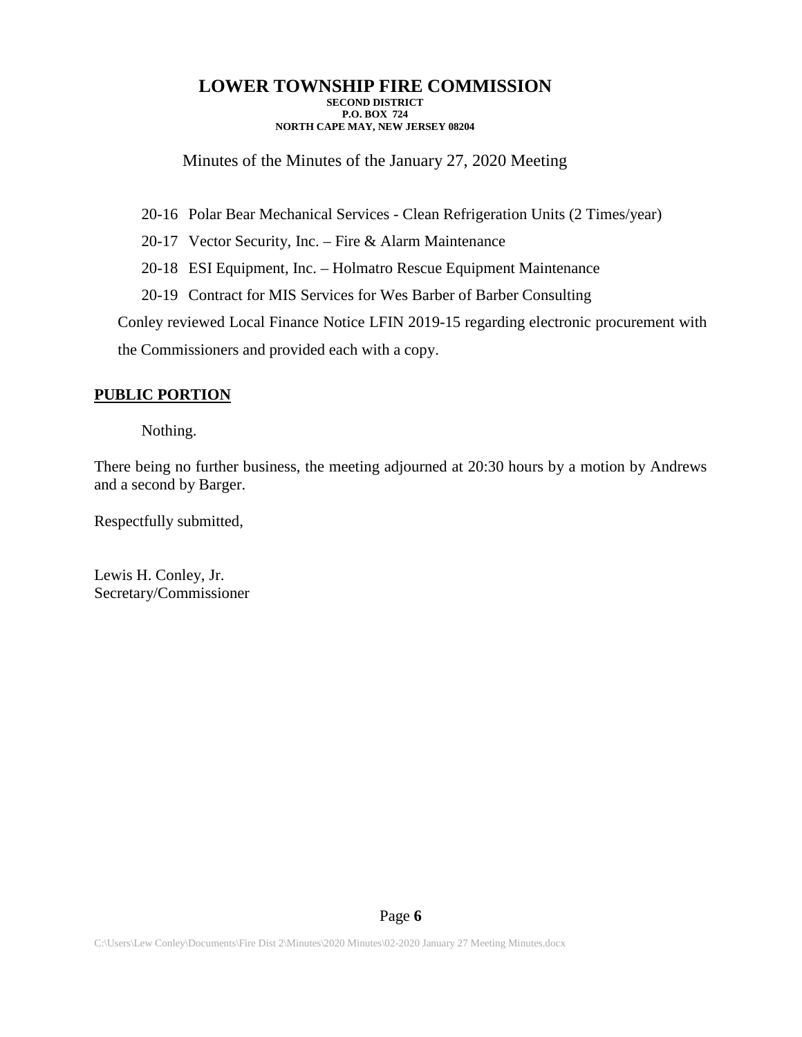# LOWER TOWNSHIP FIRE COMMISSION

**SECOND DISTRICT**
**P.O. BOX 724**
**NORTH CAPE MAY, NEW JERSEY 08204**

Minutes of the Minutes of the January 27, 2020 Meeting

20-16 Polar Bear Mechanical Services - Clean Refrigeration Units (2 Times/year)

20-17 Vector Security, Inc. – Fire & Alarm Maintenance

20-18 ESI Equipment, Inc. – Holmatro Rescue Equipment Maintenance

20-19 Contract for MIS Services for Wes Barber of Barber Consulting

Conley reviewed Local Finance Notice LFIN 2019-15 regarding electronic procurement with the Commissioners and provided each with a copy.

**PUBLIC PORTION**

Nothing.

There being no further business, the meeting adjourned at 20:30 hours by a motion by Andrews and a second by Barger.

Respectfully submitted,

Lewis H. Conley, Jr.
Secretary/Commissioner